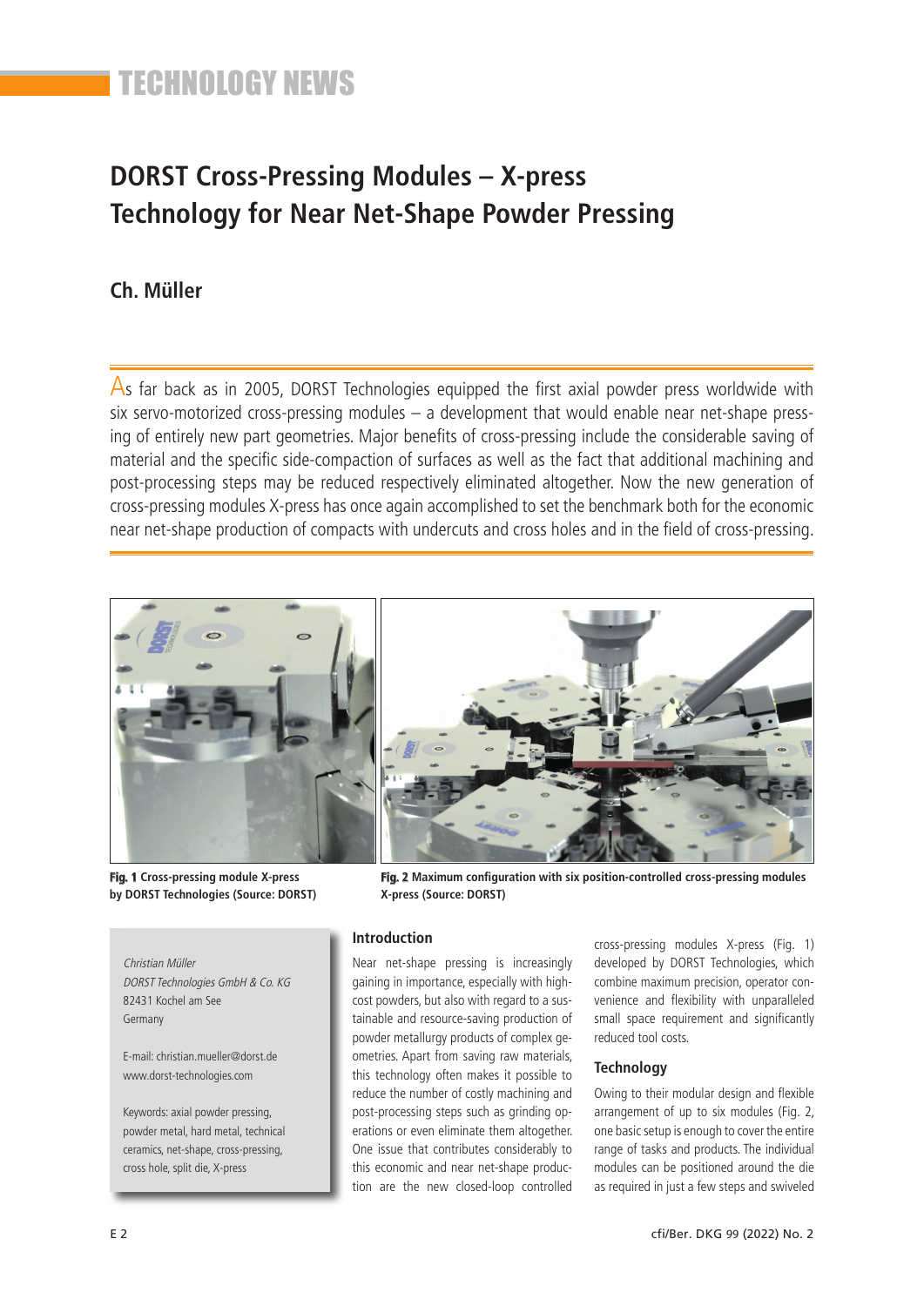TECHNOLOGY NEWS

# DORST Cross-Pressing Modules – X-press Technology for Near Net-Shape Powder Pressing

## Ch. Müller

As far back as in 2005, DORST Technologies equipped the first axial powder press worldwide with six servo-motorized cross-pressing modules – a development that would enable near net-shape pressing of entirely new part geometries. Major benefits of cross-pressing include the considerable saving of material and the specific side-compaction of surfaces as well as the fact that additional machining and post-processing steps may be reduced respectively eliminated altogether. Now the new generation of cross-pressing modules X-press has once again accomplished to set the benchmark both for the economic near net-shape production of compacts with undercuts and cross holes and in the field of cross-pressing.

**Fig. 1** Cross-pressing module X-press by DORST Technologies (Source: DORST)

**Fig. 2** Maximum configuration with six position-controlled cross-pressing modules X-press (Source: DORST)

*Christian Müller*
*DORST Technologies GmbH & Co. KG*
82431 Kochel am See
Germany

E-mail: christian.mueller@dorst.de
www.dorst-technologies.com

Keywords: axial powder pressing, powder metal, hard metal, technical ceramics, net-shape, cross-pressing, cross hole, split die, X-press

### Introduction

Near net-shape pressing is increasingly gaining in importance, especially with high-cost powders, but also with regard to a sustainable and resource-saving production of powder metallurgy products of complex geometries. Apart from saving raw materials, this technology often makes it possible to reduce the number of costly machining and post-processing steps such as grinding operations or even eliminate them altogether. One issue that contributes considerably to this economic and near net-shape production are the new closed-loop controlled cross-pressing modules X-press (Fig. 1) developed by DORST Technologies, which combine maximum precision, operator convenience and flexibility with unparalleled small space requirement and significantly reduced tool costs.

### Technology

Owing to their modular design and flexible arrangement of up to six modules (Fig. 2, one basic setup is enough to cover the entire range of tasks and products. The individual modules can be positioned around the die as required in just a few steps and swiveled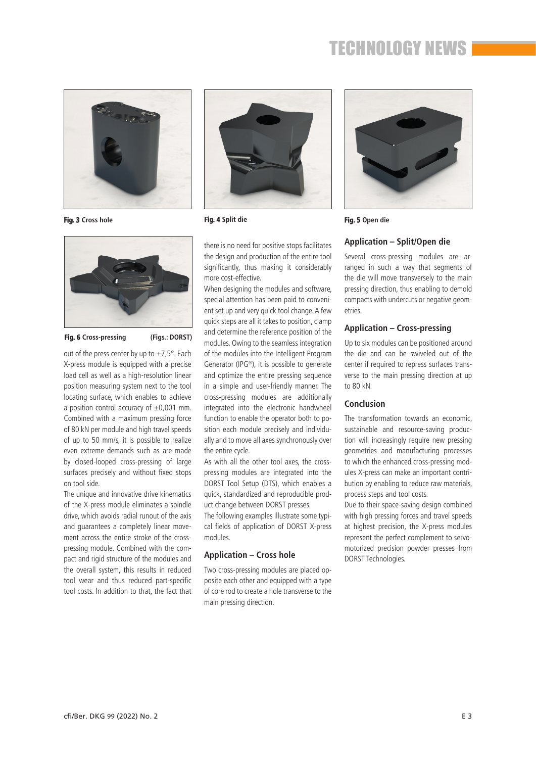Fig. 3 Cross hole

Fig. 4 Split die

Fig. 5 Open die

Fig. 6 Cross-pressing (Figs.: DORST)

out of the press center by up to ±7,5°. Each X-press module is equipped with a precise load cell as well as a high-resolution linear position measuring system next to the tool locating surface, which enables to achieve a position control accuracy of ±0,001 mm. Combined with a maximum pressing force of 80 kN per module and high travel speeds of up to 50 mm/s, it is possible to realize even extreme demands such as are made by closed-looped cross-pressing of large surfaces precisely and without fixed stops on tool side.

The unique and innovative drive kinematics of the X-press module eliminates a spindle drive, which avoids radial runout of the axis and guarantees a completely linear movement across the entire stroke of the cross-pressing module. Combined with the compact and rigid structure of the modules and the overall system, this results in reduced tool wear and thus reduced part-specific tool costs. In addition to that, the fact that there is no need for positive stops facilitates the design and production of the entire tool significantly, thus making it considerably more cost-effective.

When designing the modules and software, special attention has been paid to convenient set up and very quick tool change. A few quick steps are all it takes to position, clamp and determine the reference position of the modules. Owing to the seamless integration of the modules into the Intelligent Program Generator (IPG®), it is possible to generate and optimize the entire pressing sequence in a simple and user-friendly manner. The cross-pressing modules are additionally integrated into the electronic handwheel function to enable the operator both to position each module precisely and individually and to move all axes synchronously over the entire cycle.

As with all the other tool axes, the cross-pressing modules are integrated into the DORST Tool Setup (DTS), which enables a quick, standardized and reproducible product change between DORST presses.

The following examples illustrate some typical fields of application of DORST X-press modules.

## Application – Cross hole

Two cross-pressing modules are placed opposite each other and equipped with a type of core rod to create a hole transverse to the main pressing direction.

## Application – Split/Open die

Several cross-pressing modules are arranged in such a way that segments of the die will move transversely to the main pressing direction, thus enabling to demold compacts with undercuts or negative geometries.

## Application – Cross-pressing

Up to six modules can be positioned around the die and can be swiveled out of the center if required to repress surfaces transverse to the main pressing direction at up to 80 kN.

## Conclusion

The transformation towards an economic, sustainable and resource-saving production will increasingly require new pressing geometries and manufacturing processes to which the enhanced cross-pressing modules X-press can make an important contribution by enabling to reduce raw materials, process steps and tool costs.

Due to their space-saving design combined with high pressing forces and travel speeds at highest precision, the X-press modules represent the perfect complement to servo-motorized precision powder presses from DORST Technologies.